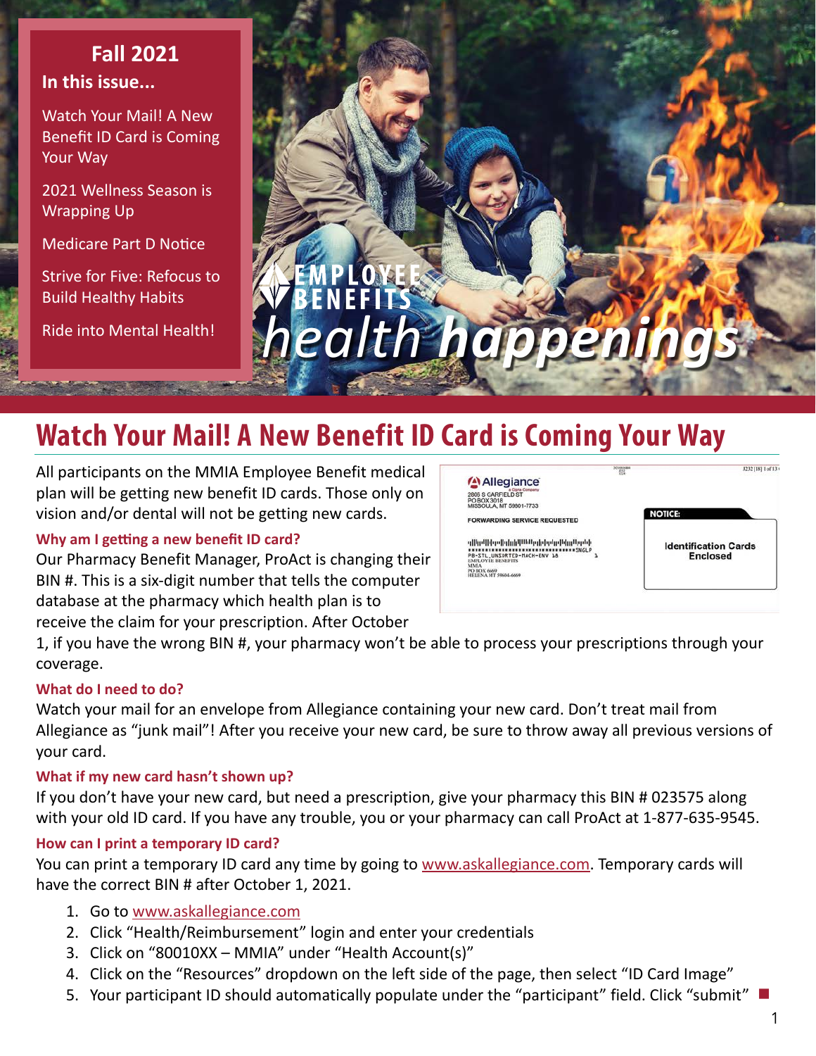# EMPLOYEE BENEFITS *health happenings*

**Fall 2021**

**In this issue...**

- Watch Your Mail! A New Benefit ID Card is Coming Your Way
- 2021 Wellness Season is Wrapping Up
- Medicare Part D Notice
- Strive for Five: Refocus to Build Healthy Habits
- Ride into Mental Health!

## Watch Your Mail! A New Benefit ID Card is Coming Your Way

All participants on the MMIA Employee Benefit medical plan will be getting new benefit ID cards. Those only on vision and/or dental will not be getting new cards.

### Why am I getting a new benefit ID card?

Our Pharmacy Benefit Manager, ProAct is changing their BIN #. This is a six-digit number that tells the computer database at the pharmacy which health plan is to receive the claim for your prescription. After October 1, if you have the wrong BIN #, your pharmacy won't be able to process your prescriptions through your coverage.

### What do I need to do?

Watch your mail for an envelope from Allegiance containing your new card. Don't treat mail from Allegiance as "junk mail"! After you receive your new card, be sure to throw away all previous versions of your card.

### What if my new card hasn't shown up?

If you don't have your new card, but need a prescription, give your pharmacy this BIN # 023575 along with your old ID card. If you have any trouble, you or your pharmacy can call ProAct at 1-877-635-9545.

### How can I print a temporary ID card?

You can print a temporary ID card any time by going to www.askallegiance.com. Temporary cards will have the correct BIN # after October 1, 2021.

1. Go to www.askallegiance.com
2. Click "Health/Reimbursement" login and enter your credentials
3. Click on "80010XX – MMIA" under "Health Account(s)"
4. Click on the "Resources" dropdown on the left side of the page, then select "ID Card Image"
5. Your participant ID should automatically populate under the "participant" field. Click "submit"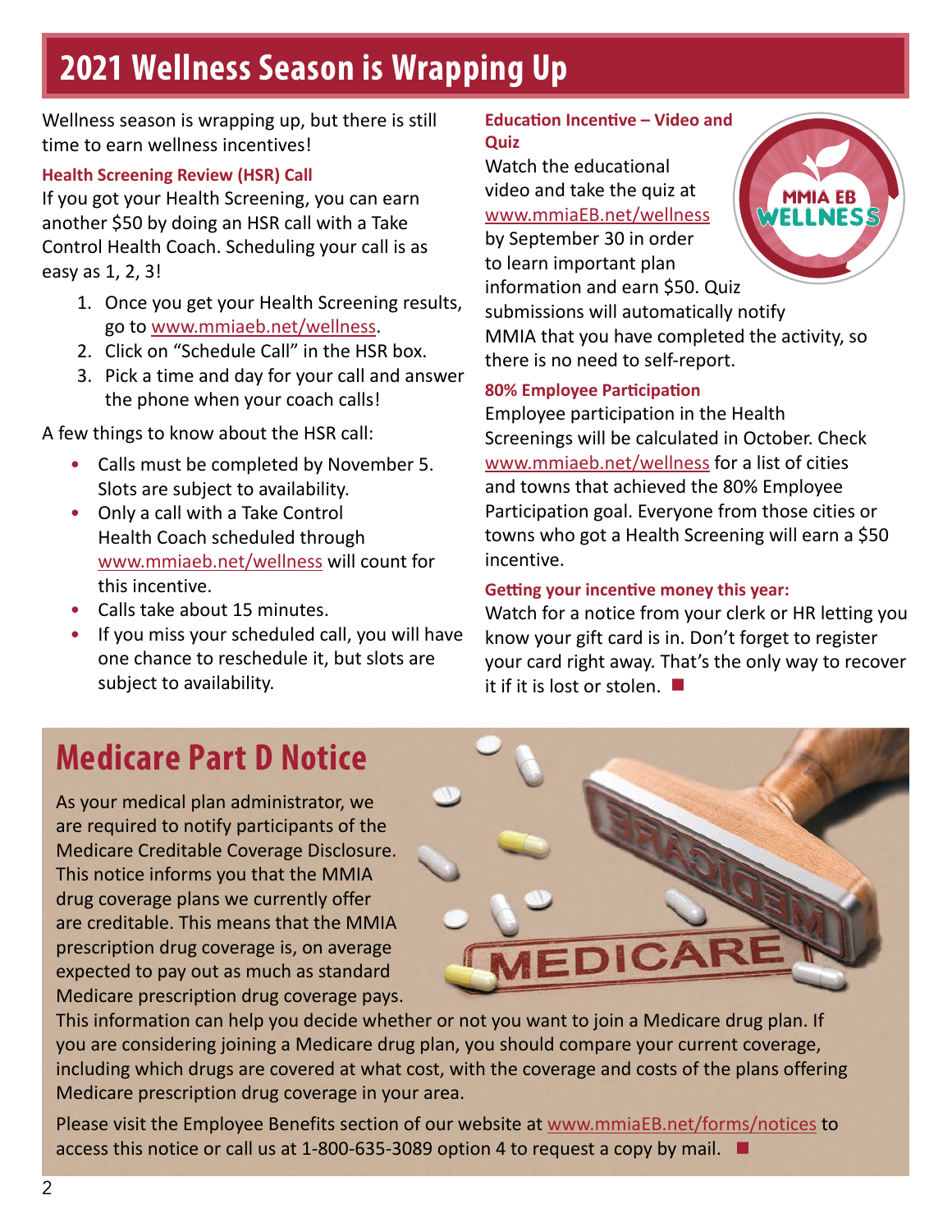# 2021 Wellness Season is Wrapping Up

Wellness season is wrapping up, but there is still time to earn wellness incentives!

### Health Screening Review (HSR) Call

If you got your Health Screening, you can earn another $50 by doing an HSR call with a Take Control Health Coach. Scheduling your call is as easy as 1, 2, 3!

1. Once you get your Health Screening results, go to www.mmiaeb.net/wellness.
2. Click on "Schedule Call" in the HSR box.
3. Pick a time and day for your call and answer the phone when your coach calls!

A few things to know about the HSR call:

- Calls must be completed by November 5. Slots are subject to availability.
- Only a call with a Take Control Health Coach scheduled through www.mmiaeb.net/wellness will count for this incentive.
- Calls take about 15 minutes.
- If you miss your scheduled call, you will have one chance to reschedule it, but slots are subject to availability.

### Education Incentive – Video and Quiz

Watch the educational video and take the quiz at www.mmiaEB.net/wellness by September 30 in order to learn important plan information and earn $50. Quiz submissions will automatically notify MMIA that you have completed the activity, so there is no need to self-report.

### 80% Employee Participation

Employee participation in the Health Screenings will be calculated in October. Check www.mmiaeb.net/wellness for a list of cities and towns that achieved the 80% Employee Participation goal. Everyone from those cities or towns who got a Health Screening will earn a $50 incentive.

### Getting your incentive money this year:

Watch for a notice from your clerk or HR letting you know your gift card is in. Don't forget to register your card right away. That's the only way to recover it if it is lost or stolen. ■

# Medicare Part D Notice

As your medical plan administrator, we are required to notify participants of the Medicare Creditable Coverage Disclosure. This notice informs you that the MMIA drug coverage plans we currently offer are creditable. This means that the MMIA prescription drug coverage is, on average expected to pay out as much as standard Medicare prescription drug coverage pays. This information can help you decide whether or not you want to join a Medicare drug plan. If you are considering joining a Medicare drug plan, you should compare your current coverage, including which drugs are covered at what cost, with the coverage and costs of the plans offering Medicare prescription drug coverage in your area.

Please visit the Employee Benefits section of our website at www.mmiaEB.net/forms/notices to access this notice or call us at 1-800-635-3089 option 4 to request a copy by mail. ■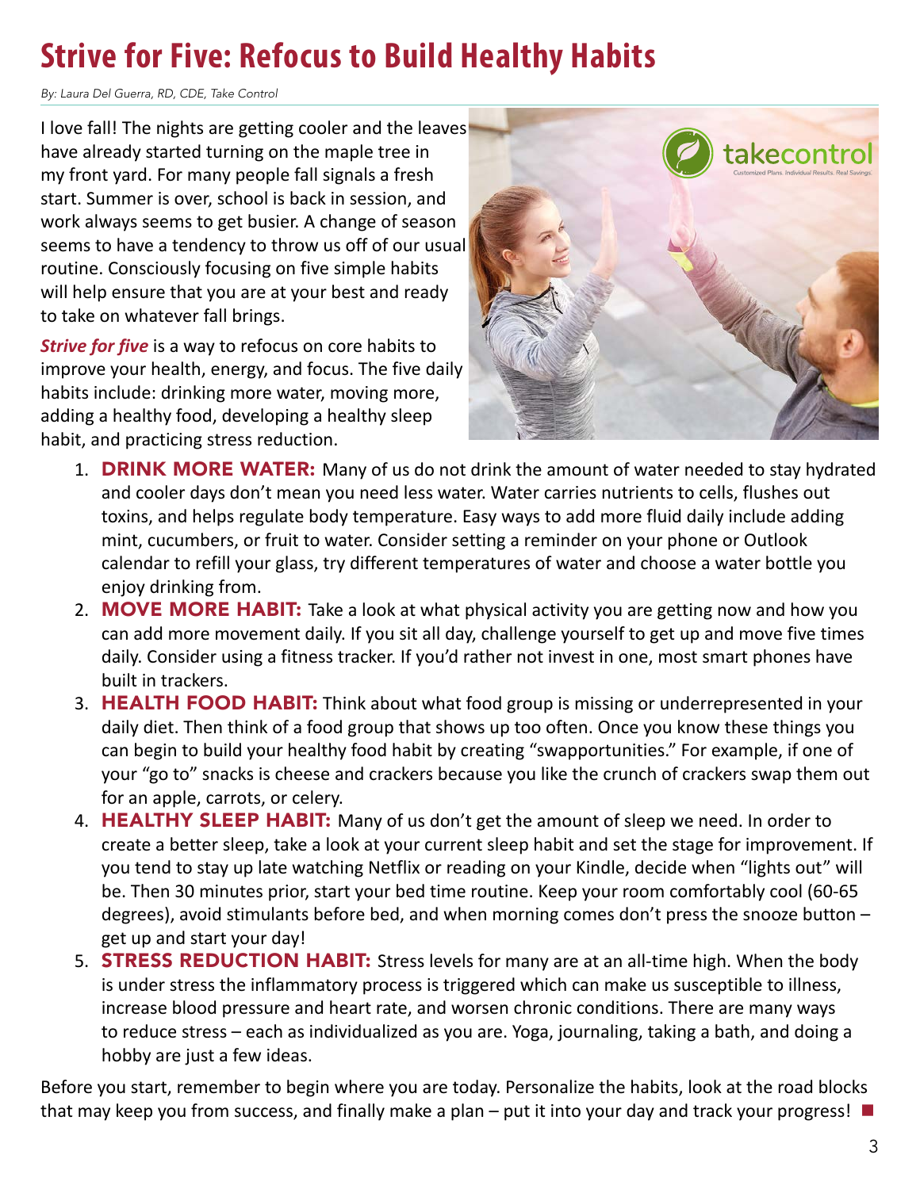# Strive for Five: Refocus to Build Healthy Habits

*By: Laura Del Guerra, RD, CDE, Take Control*

I love fall! The nights are getting cooler and the leaves have already started turning on the maple tree in my front yard. For many people fall signals a fresh start. Summer is over, school is back in session, and work always seems to get busier. A change of season seems to have a tendency to throw us off of our usual routine. Consciously focusing on five simple habits will help ensure that you are at your best and ready to take on whatever fall brings.

***Strive for five*** is a way to refocus on core habits to improve your health, energy, and focus. The five daily habits include: drinking more water, moving more, adding a healthy food, developing a healthy sleep habit, and practicing stress reduction.

1. **DRINK MORE WATER:** Many of us do not drink the amount of water needed to stay hydrated and cooler days don't mean you need less water. Water carries nutrients to cells, flushes out toxins, and helps regulate body temperature. Easy ways to add more fluid daily include adding mint, cucumbers, or fruit to water. Consider setting a reminder on your phone or Outlook calendar to refill your glass, try different temperatures of water and choose a water bottle you enjoy drinking from.
2. **MOVE MORE HABIT:** Take a look at what physical activity you are getting now and how you can add more movement daily. If you sit all day, challenge yourself to get up and move five times daily. Consider using a fitness tracker. If you'd rather not invest in one, most smart phones have built in trackers.
3. **HEALTH FOOD HABIT:** Think about what food group is missing or underrepresented in your daily diet. Then think of a food group that shows up too often. Once you know these things you can begin to build your healthy food habit by creating "swapportunities." For example, if one of your "go to" snacks is cheese and crackers because you like the crunch of crackers swap them out for an apple, carrots, or celery.
4. **HEALTHY SLEEP HABIT:** Many of us don't get the amount of sleep we need. In order to create a better sleep, take a look at your current sleep habit and set the stage for improvement. If you tend to stay up late watching Netflix or reading on your Kindle, decide when "lights out" will be. Then 30 minutes prior, start your bed time routine. Keep your room comfortably cool (60-65 degrees), avoid stimulants before bed, and when morning comes don't press the snooze button – get up and start your day!
5. **STRESS REDUCTION HABIT:** Stress levels for many are at an all-time high. When the body is under stress the inflammatory process is triggered which can make us susceptible to illness, increase blood pressure and heart rate, and worsen chronic conditions. There are many ways to reduce stress – each as individualized as you are. Yoga, journaling, taking a bath, and doing a hobby are just a few ideas.

Before you start, remember to begin where you are today. Personalize the habits, look at the road blocks that may keep you from success, and finally make a plan – put it into your day and track your progress! ■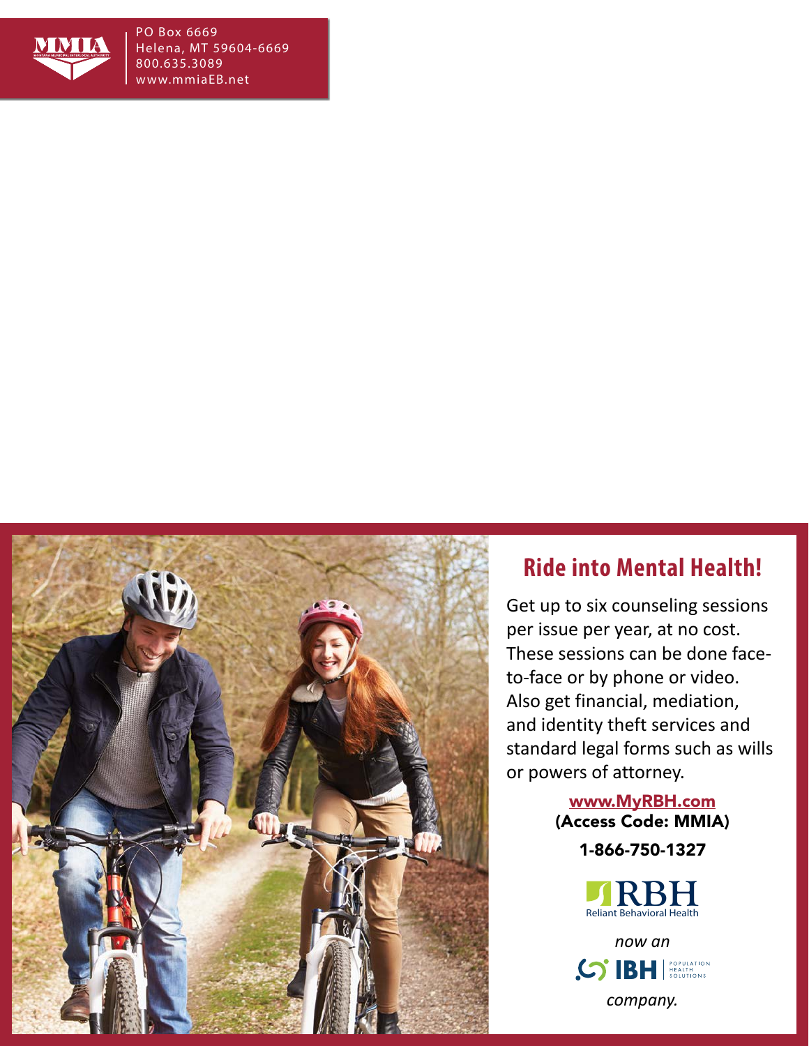PO Box 6669
Helena, MT 59604-6669
800.635.3089
www.mmiaEB.net

## Ride into Mental Health!

Get up to six counseling sessions per issue per year, at no cost. These sessions can be done face-to-face or by phone or video. Also get financial, mediation, and identity theft services and standard legal forms such as wills or powers of attorney.

**www.MyRBH.com**
**(Access Code: MMIA)**

**1-866-750-1327**

RBH Reliant Behavioral Health

*now an*

IBH POPULATION HEALTH SOLUTIONS

*company.*